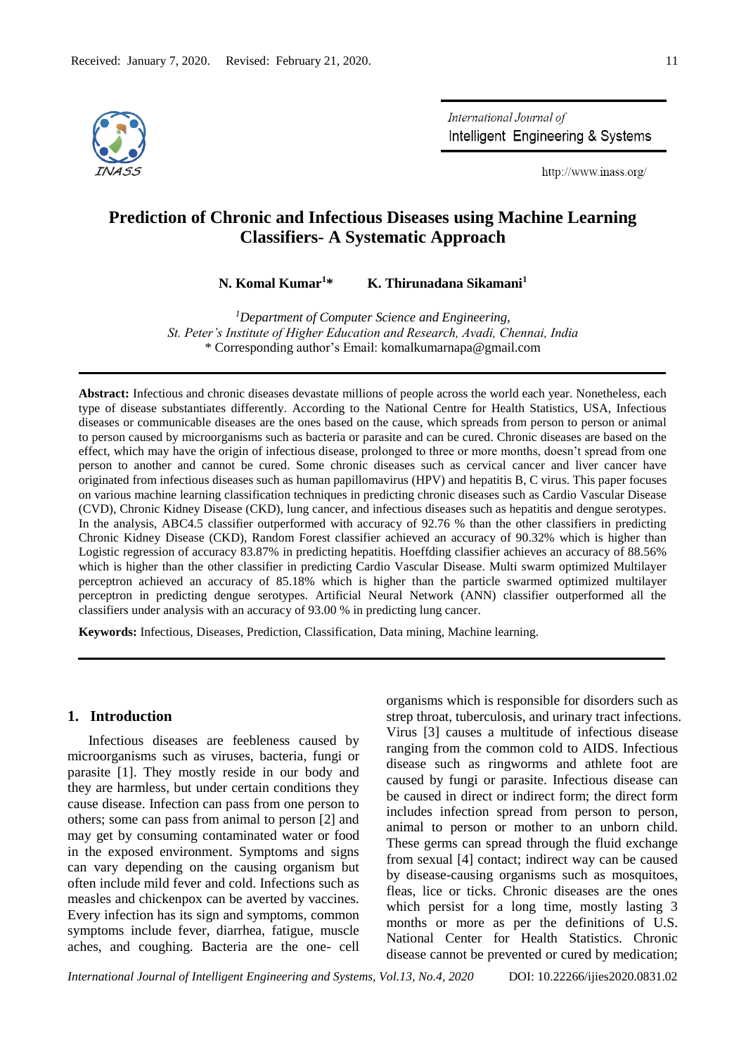Received: January 7, 2020. Revised: February 21, 2020.

# Prediction of Chronic and Infectious Diseases using Machine Learning Classifiers- A Systematic Approach

**N. Komal Kumar[1]*** **K. Thirunadana Sikamani[1]**

[1]*Department of Computer Science and Engineering,*
*St. Peter's Institute of Higher Education and Research, Avadi, Chennai, India*
\* Corresponding author's Email: komalkumarnapa@gmail.com

**Abstract:** Infectious and chronic diseases devastate millions of people across the world each year. Nonetheless, each type of disease substantiates differently. According to the National Centre for Health Statistics, USA, Infectious diseases or communicable diseases are the ones based on the cause, which spreads from person to person or animal to person caused by microorganisms such as bacteria or parasite and can be cured. Chronic diseases are based on the effect, which may have the origin of infectious disease, prolonged to three or more months, doesn't spread from one person to another and cannot be cured. Some chronic diseases such as cervical cancer and liver cancer have originated from infectious diseases such as human papillomavirus (HPV) and hepatitis B, C virus. This paper focuses on various machine learning classification techniques in predicting chronic diseases such as Cardio Vascular Disease (CVD), Chronic Kidney Disease (CKD), lung cancer, and infectious diseases such as hepatitis and dengue serotypes. In the analysis, ABC4.5 classifier outperformed with accuracy of 92.76 % than the other classifiers in predicting Chronic Kidney Disease (CKD), Random Forest classifier achieved an accuracy of 90.32% which is higher than Logistic regression of accuracy 83.87% in predicting hepatitis. Hoeffding classifier achieves an accuracy of 88.56% which is higher than the other classifier in predicting Cardio Vascular Disease. Multi swarm optimized Multilayer perceptron achieved an accuracy of 85.18% which is higher than the particle swarmed optimized multilayer perceptron in predicting dengue serotypes. Artificial Neural Network (ANN) classifier outperformed all the classifiers under analysis with an accuracy of 93.00 % in predicting lung cancer.

**Keywords:** Infectious, Diseases, Prediction, Classification, Data mining, Machine learning.

## 1. Introduction

Infectious diseases are feebleness caused by microorganisms such as viruses, bacteria, fungi or parasite [1]. They mostly reside in our body and they are harmless, but under certain conditions they cause disease. Infection can pass from one person to others; some can pass from animal to person [2] and may get by consuming contaminated water or food in the exposed environment. Symptoms and signs can vary depending on the causing organism but often include mild fever and cold. Infections such as measles and chickenpox can be averted by vaccines. Every infection has its sign and symptoms, common symptoms include fever, diarrhea, fatigue, muscle aches, and coughing. Bacteria are the one- cell organisms which is responsible for disorders such as strep throat, tuberculosis, and urinary tract infections. Virus [3] causes a multitude of infectious disease ranging from the common cold to AIDS. Infectious disease such as ringworms and athlete foot are caused by fungi or parasite. Infectious disease can be caused in direct or indirect form; the direct form includes infection spread from person to person, animal to person or mother to an unborn child. These germs can spread through the fluid exchange from sexual [4] contact; indirect way can be caused by disease-causing organisms such as mosquitoes, fleas, lice or ticks. Chronic diseases are the ones which persist for a long time, mostly lasting 3 months or more as per the definitions of U.S. National Center for Health Statistics. Chronic disease cannot be prevented or cured by medication;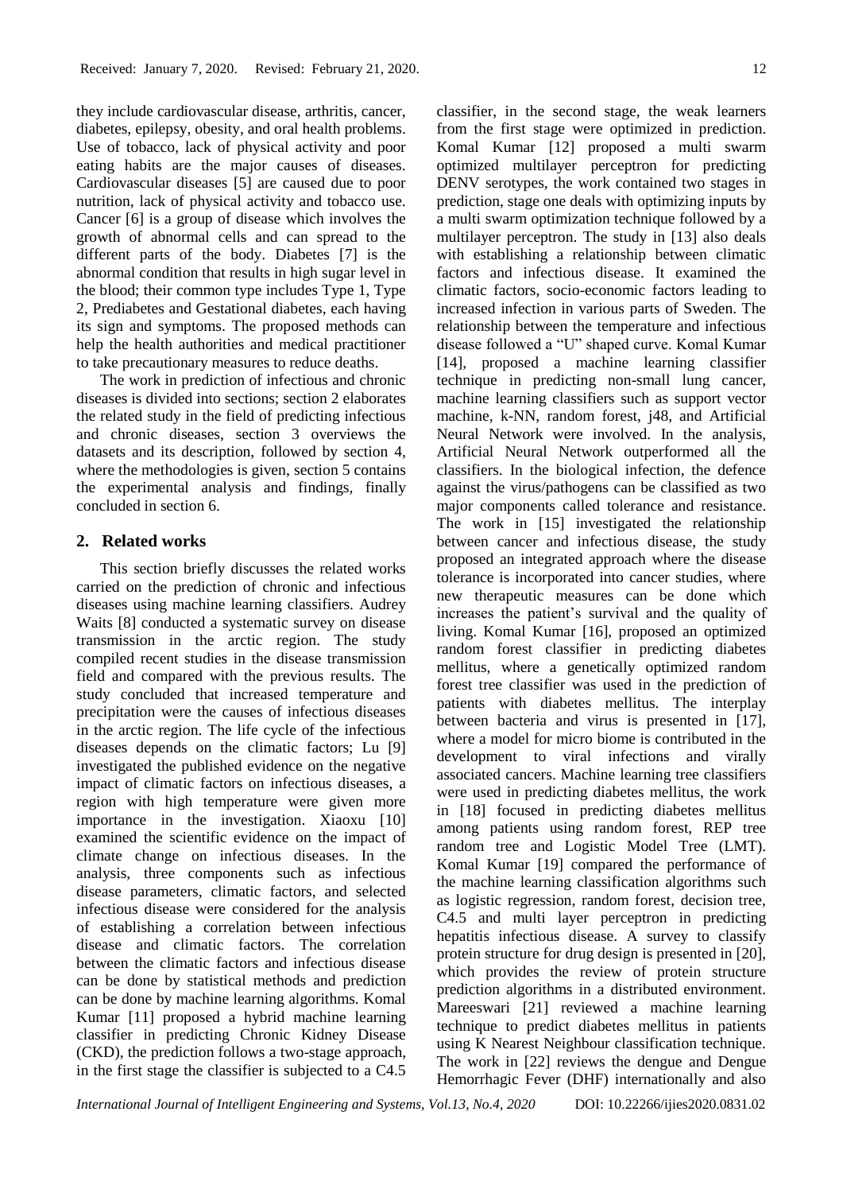they include cardiovascular disease, arthritis, cancer, diabetes, epilepsy, obesity, and oral health problems. Use of tobacco, lack of physical activity and poor eating habits are the major causes of diseases. Cardiovascular diseases [5] are caused due to poor nutrition, lack of physical activity and tobacco use. Cancer [6] is a group of disease which involves the growth of abnormal cells and can spread to the different parts of the body. Diabetes [7] is the abnormal condition that results in high sugar level in the blood; their common type includes Type 1, Type 2, Prediabetes and Gestational diabetes, each having its sign and symptoms. The proposed methods can help the health authorities and medical practitioner to take precautionary measures to reduce deaths.

The work in prediction of infectious and chronic diseases is divided into sections; section 2 elaborates the related study in the field of predicting infectious and chronic diseases, section 3 overviews the datasets and its description, followed by section 4, where the methodologies is given, section 5 contains the experimental analysis and findings, finally concluded in section 6.

## 2. Related works

This section briefly discusses the related works carried on the prediction of chronic and infectious diseases using machine learning classifiers. Audrey Waits [8] conducted a systematic survey on disease transmission in the arctic region. The study compiled recent studies in the disease transmission field and compared with the previous results. The study concluded that increased temperature and precipitation were the causes of infectious diseases in the arctic region. The life cycle of the infectious diseases depends on the climatic factors; Lu [9] investigated the published evidence on the negative impact of climatic factors on infectious diseases, a region with high temperature were given more importance in the investigation. Xiaoxu [10] examined the scientific evidence on the impact of climate change on infectious diseases. In the analysis, three components such as infectious disease parameters, climatic factors, and selected infectious disease were considered for the analysis of establishing a correlation between infectious disease and climatic factors. The correlation between the climatic factors and infectious disease can be done by statistical methods and prediction can be done by machine learning algorithms. Komal Kumar [11] proposed a hybrid machine learning classifier in predicting Chronic Kidney Disease (CKD), the prediction follows a two-stage approach, in the first stage the classifier is subjected to a C4.5 classifier, in the second stage, the weak learners from the first stage were optimized in prediction. Komal Kumar [12] proposed a multi swarm optimized multilayer perceptron for predicting DENV serotypes, the work contained two stages in prediction, stage one deals with optimizing inputs by a multi swarm optimization technique followed by a multilayer perceptron. The study in [13] also deals with establishing a relationship between climatic factors and infectious disease. It examined the climatic factors, socio-economic factors leading to increased infection in various parts of Sweden. The relationship between the temperature and infectious disease followed a "U" shaped curve. Komal Kumar [14], proposed a machine learning classifier technique in predicting non-small lung cancer, machine learning classifiers such as support vector machine, k-NN, random forest, j48, and Artificial Neural Network were involved. In the analysis, Artificial Neural Network outperformed all the classifiers. In the biological infection, the defence against the virus/pathogens can be classified as two major components called tolerance and resistance. The work in [15] investigated the relationship between cancer and infectious disease, the study proposed an integrated approach where the disease tolerance is incorporated into cancer studies, where new therapeutic measures can be done which increases the patient's survival and the quality of living. Komal Kumar [16], proposed an optimized random forest classifier in predicting diabetes mellitus, where a genetically optimized random forest tree classifier was used in the prediction of patients with diabetes mellitus. The interplay between bacteria and virus is presented in [17], where a model for micro biome is contributed in the development to viral infections and virally associated cancers. Machine learning tree classifiers were used in predicting diabetes mellitus, the work in [18] focused in predicting diabetes mellitus among patients using random forest, REP tree random tree and Logistic Model Tree (LMT). Komal Kumar [19] compared the performance of the machine learning classification algorithms such as logistic regression, random forest, decision tree, C4.5 and multi layer perceptron in predicting hepatitis infectious disease. A survey to classify protein structure for drug design is presented in [20], which provides the review of protein structure prediction algorithms in a distributed environment. Mareeswari [21] reviewed a machine learning technique to predict diabetes mellitus in patients using K Nearest Neighbour classification technique. The work in [22] reviews the dengue and Dengue Hemorrhagic Fever (DHF) internationally and also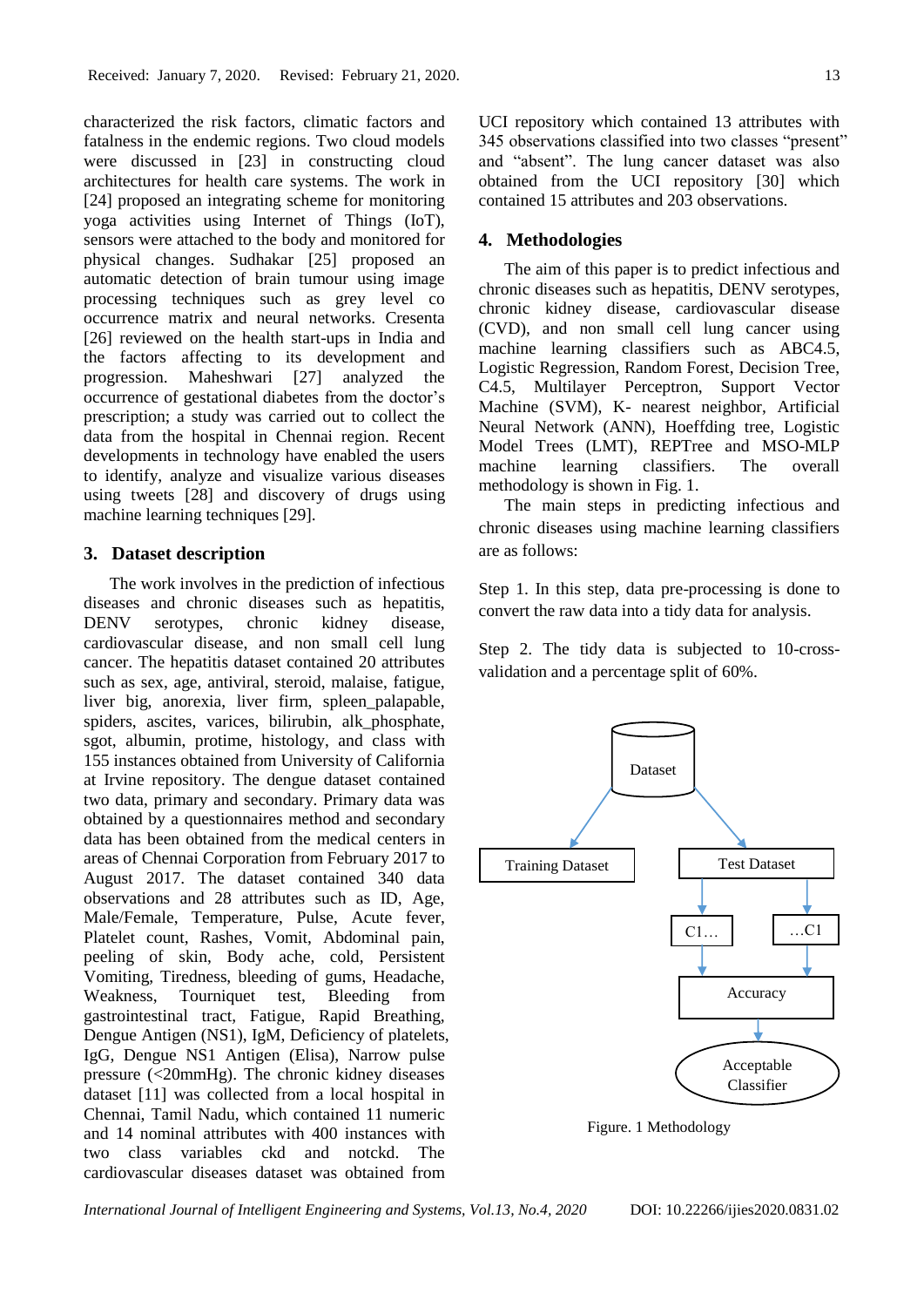characterized the risk factors, climatic factors and fatalness in the endemic regions. Two cloud models were discussed in [23] in constructing cloud architectures for health care systems. The work in [24] proposed an integrating scheme for monitoring yoga activities using Internet of Things (IoT), sensors were attached to the body and monitored for physical changes. Sudhakar [25] proposed an automatic detection of brain tumour using image processing techniques such as grey level co occurrence matrix and neural networks. Cresenta [26] reviewed on the health start-ups in India and the factors affecting to its development and progression. Maheshwari [27] analyzed the occurrence of gestational diabetes from the doctor's prescription; a study was carried out to collect the data from the hospital in Chennai region. Recent developments in technology have enabled the users to identify, analyze and visualize various diseases using tweets [28] and discovery of drugs using machine learning techniques [29].

## 3. Dataset description

The work involves in the prediction of infectious diseases and chronic diseases such as hepatitis, DENV serotypes, chronic kidney disease, cardiovascular disease, and non small cell lung cancer. The hepatitis dataset contained 20 attributes such as sex, age, antiviral, steroid, malaise, fatigue, liver big, anorexia, liver firm, spleen_palapable, spiders, ascites, varices, bilirubin, alk_phosphate, sgot, albumin, protime, histology, and class with 155 instances obtained from University of California at Irvine repository. The dengue dataset contained two data, primary and secondary. Primary data was obtained by a questionnaires method and secondary data has been obtained from the medical centers in areas of Chennai Corporation from February 2017 to August 2017. The dataset contained 340 data observations and 28 attributes such as ID, Age, Male/Female, Temperature, Pulse, Acute fever, Platelet count, Rashes, Vomit, Abdominal pain, peeling of skin, Body ache, cold, Persistent Vomiting, Tiredness, bleeding of gums, Headache, Weakness, Tourniquet test, Bleeding from gastrointestinal tract, Fatigue, Rapid Breathing, Dengue Antigen (NS1), IgM, Deficiency of platelets, IgG, Dengue NS1 Antigen (Elisa), Narrow pulse pressure (<20mmHg). The chronic kidney diseases dataset [11] was collected from a local hospital in Chennai, Tamil Nadu, which contained 11 numeric and 14 nominal attributes with 400 instances with two class variables ckd and notckd. The cardiovascular diseases dataset was obtained from UCI repository which contained 13 attributes with 345 observations classified into two classes "present" and "absent". The lung cancer dataset was also obtained from the UCI repository [30] which contained 15 attributes and 203 observations.

## 4. Methodologies

The aim of this paper is to predict infectious and chronic diseases such as hepatitis, DENV serotypes, chronic kidney disease, cardiovascular disease (CVD), and non small cell lung cancer using machine learning classifiers such as ABC4.5, Logistic Regression, Random Forest, Decision Tree, C4.5, Multilayer Perceptron, Support Vector Machine (SVM), K- nearest neighbor, Artificial Neural Network (ANN), Hoeffding tree, Logistic Model Trees (LMT), REPTree and MSO-MLP machine learning classifiers. The overall methodology is shown in Fig. 1.

The main steps in predicting infectious and chronic diseases using machine learning classifiers are as follows:

Step 1. In this step, data pre-processing is done to convert the raw data into a tidy data for analysis.

Step 2. The tidy data is subjected to 10-cross-validation and a percentage split of 60%.

Dataset

Training Dataset

Test Dataset

C1…

…C1

Accuracy

Acceptable Classifier

Figure. 1 Methodology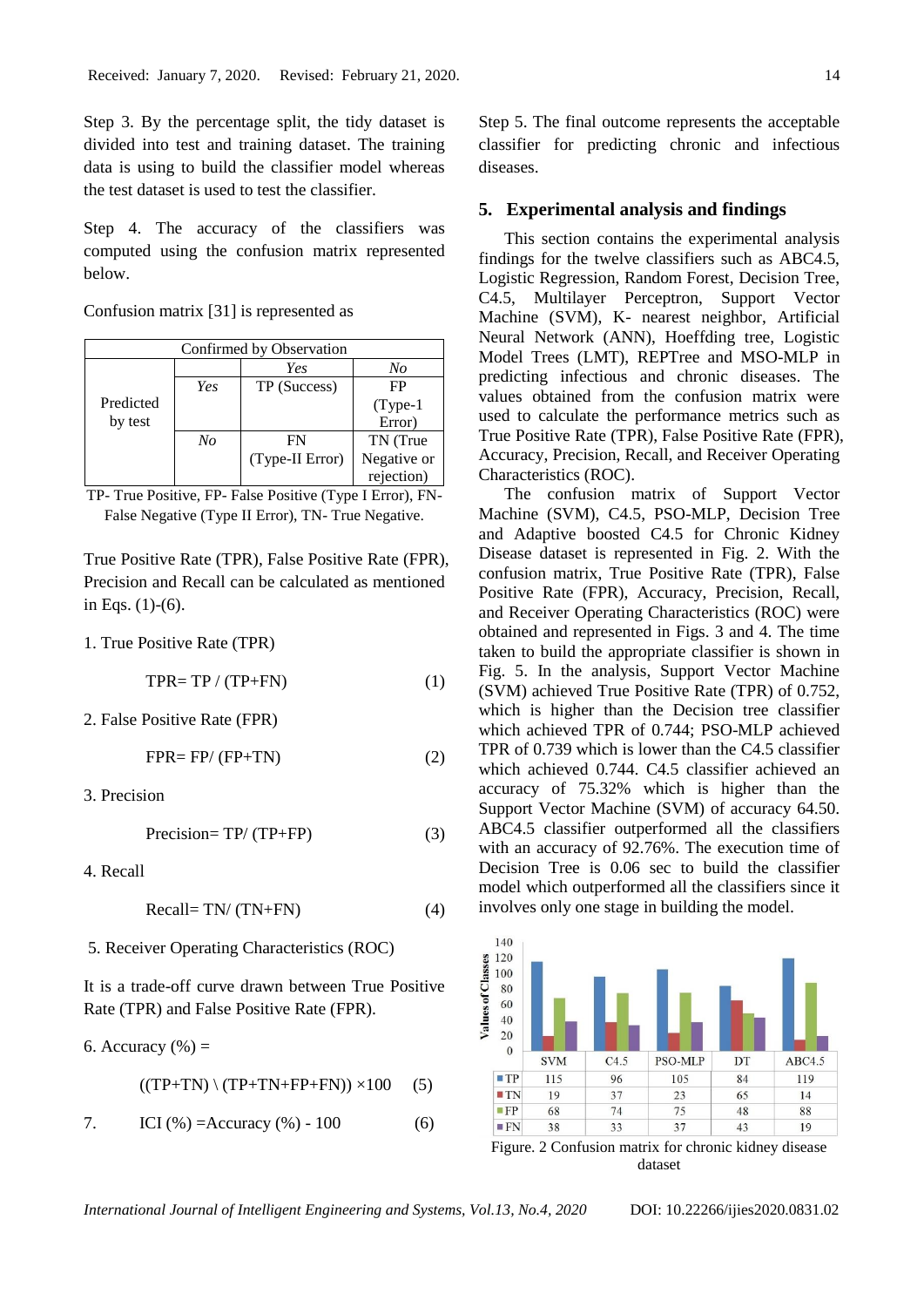Step 3. By the percentage split, the tidy dataset is divided into test and training dataset. The training data is using to build the classifier model whereas the test dataset is used to test the classifier.

Step 4. The accuracy of the classifiers was computed using the confusion matrix represented below.

Confusion matrix [31] is represented as

| Confirmed by Observation | | | |
|---|---|---|---|
| | | *Yes* | *No* |
| Predicted by test | *Yes* | TP (Success) | FP (Type-1 Error) |
| | *No* | FN (Type-II Error) | TN (True Negative or rejection) |

TP- True Positive, FP- False Positive (Type I Error), FN- False Negative (Type II Error), TN- True Negative.

True Positive Rate (TPR), False Positive Rate (FPR), Precision and Recall can be calculated as mentioned in Eqs. (1)-(6).

1. True Positive Rate (TPR)

$$TPR= TP / (TP+FN) \tag{1}$$

2. False Positive Rate (FPR)

$$FPR= FP/ (FP+TN) \tag{2}$$

3. Precision

$$Precision= TP/ (TP+FP) \tag{3}$$

4. Recall

$$Recall= TN/ (TN+FN) \tag{4}$$

5. Receiver Operating Characteristics (ROC)

It is a trade-off curve drawn between True Positive Rate (TPR) and False Positive Rate (FPR).

6. Accuracy (%) =

$$((TP+TN) \setminus (TP+TN+FP+FN)) \times 100 \tag{5}$$

7. $$ICI (\%) = Accuracy (\%) - 100 \tag{6}$$

Step 5. The final outcome represents the acceptable classifier for predicting chronic and infectious diseases.

## 5. Experimental analysis and findings

This section contains the experimental analysis findings for the twelve classifiers such as ABC4.5, Logistic Regression, Random Forest, Decision Tree, C4.5, Multilayer Perceptron, Support Vector Machine (SVM), K- nearest neighbor, Artificial Neural Network (ANN), Hoeffding tree, Logistic Model Trees (LMT), REPTree and MSO-MLP in predicting infectious and chronic diseases. The values obtained from the confusion matrix were used to calculate the performance metrics such as True Positive Rate (TPR), False Positive Rate (FPR), Accuracy, Precision, Recall, and Receiver Operating Characteristics (ROC).

The confusion matrix of Support Vector Machine (SVM), C4.5, PSO-MLP, Decision Tree and Adaptive boosted C4.5 for Chronic Kidney Disease dataset is represented in Fig. 2. With the confusion matrix, True Positive Rate (TPR), False Positive Rate (FPR), Accuracy, Precision, Recall, and Receiver Operating Characteristics (ROC) were obtained and represented in Figs. 3 and 4. The time taken to build the appropriate classifier is shown in Fig. 5. In the analysis, Support Vector Machine (SVM) achieved True Positive Rate (TPR) of 0.752, which is higher than the Decision tree classifier which achieved TPR of 0.744; PSO-MLP achieved TPR of 0.739 which is lower than the C4.5 classifier which achieved 0.744. C4.5 classifier achieved an accuracy of 75.32% which is higher than the Support Vector Machine (SVM) of accuracy 64.50. ABC4.5 classifier outperformed all the classifiers with an accuracy of 92.76%. The execution time of Decision Tree is 0.06 sec to build the classifier model which outperformed all the classifiers since it involves only one stage in building the model.

| | SVM | C4.5 | PSO-MLP | DT | ABC4.5 |
|---|---|---|---|---|---|
| TP | 115 | 96 | 105 | 84 | 119 |
| TN | 19 | 37 | 23 | 65 | 14 |
| FP | 68 | 74 | 75 | 48 | 88 |
| FN | 38 | 33 | 37 | 43 | 19 |

Figure. 2 Confusion matrix for chronic kidney disease dataset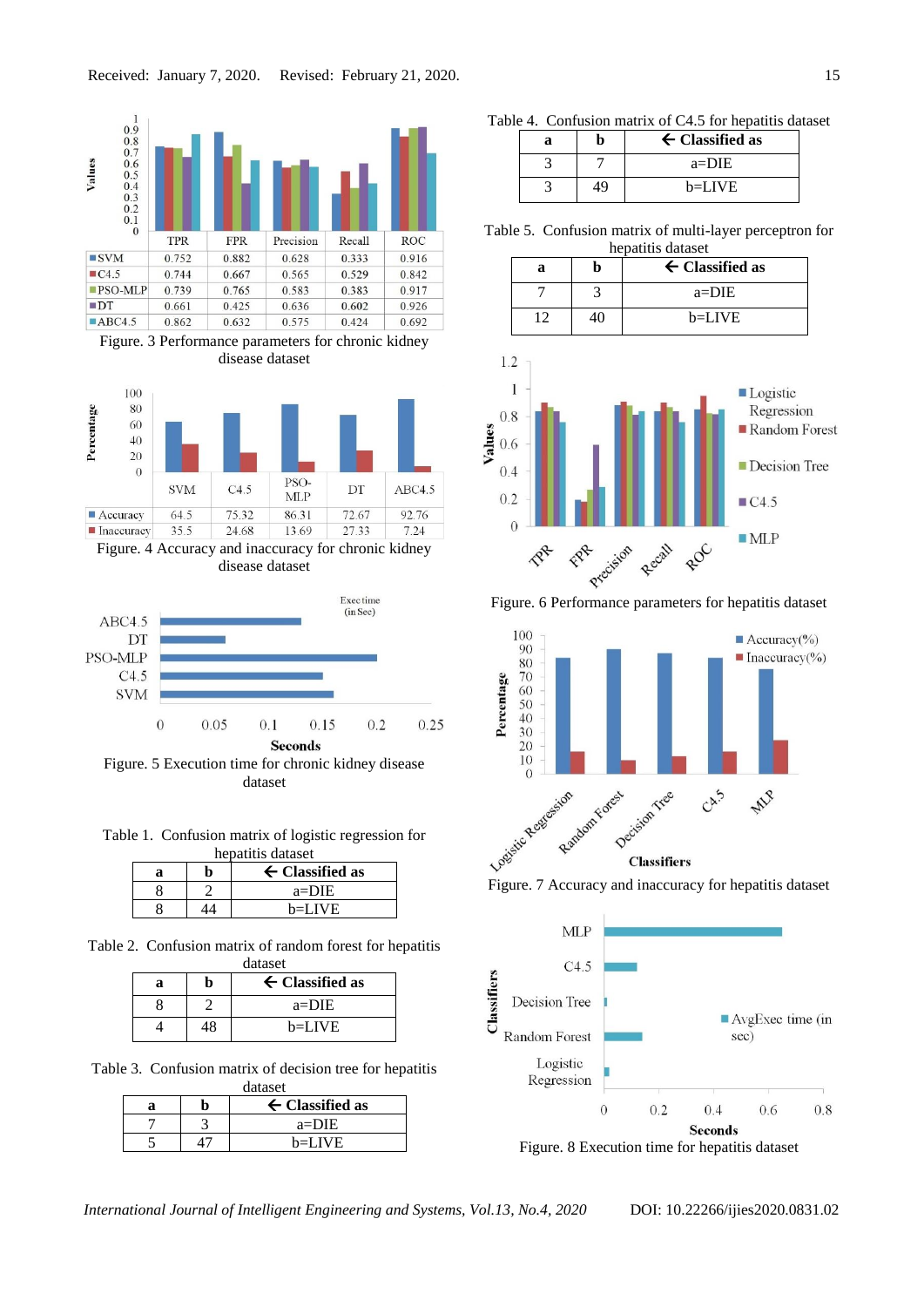| | TPR | FPR | Precision | Recall | ROC |
|---|---|---|---|---|---|
| SVM | 0.752 | 0.882 | 0.628 | 0.333 | 0.916 |
| C4.5 | 0.744 | 0.667 | 0.565 | 0.529 | 0.842 |
| PSO-MLP | 0.739 | 0.765 | 0.583 | 0.383 | 0.917 |
| DT | 0.661 | 0.425 | 0.636 | 0.602 | 0.926 |
| ABC4.5 | 0.862 | 0.632 | 0.575 | 0.424 | 0.692 |

Figure. 3 Performance parameters for chronic kidney disease dataset

| | SVM | C4.5 | PSO-MLP | DT | ABC4.5 |
|---|---|---|---|---|---|
| Accuracy | 64.5 | 75.32 | 86.31 | 72.67 | 92.76 |
| Inaccuracy | 35.5 | 24.68 | 13.69 | 27.33 | 7.24 |

Figure. 4 Accuracy and inaccuracy for chronic kidney disease dataset

Figure. 5 Execution time for chronic kidney disease dataset

Table 1. Confusion matrix of logistic regression for hepatitis dataset

| a | b | ← Classified as |
|---|---|---|
| 8 | 2 | a=DIE |
| 8 | 44 | b=LIVE |

Table 2. Confusion matrix of random forest for hepatitis dataset

| a | b | ← Classified as |
|---|---|---|
| 8 | 2 | a=DIE |
| 4 | 48 | b=LIVE |

Table 3. Confusion matrix of decision tree for hepatitis dataset

| a | b | ← Classified as |
|---|---|---|
| 7 | 3 | a=DIE |
| 5 | 47 | b=LIVE |

Table 4. Confusion matrix of C4.5 for hepatitis dataset

| a | b | ← Classified as |
|---|---|---|
| 3 | 7 | a=DIE |
| 3 | 49 | b=LIVE |

Table 5. Confusion matrix of multi-layer perceptron for hepatitis dataset

| a | b | ← Classified as |
|---|---|---|
| 7 | 3 | a=DIE |
| 12 | 40 | b=LIVE |

Figure. 6 Performance parameters for hepatitis dataset

Figure. 7 Accuracy and inaccuracy for hepatitis dataset

Figure. 8 Execution time for hepatitis dataset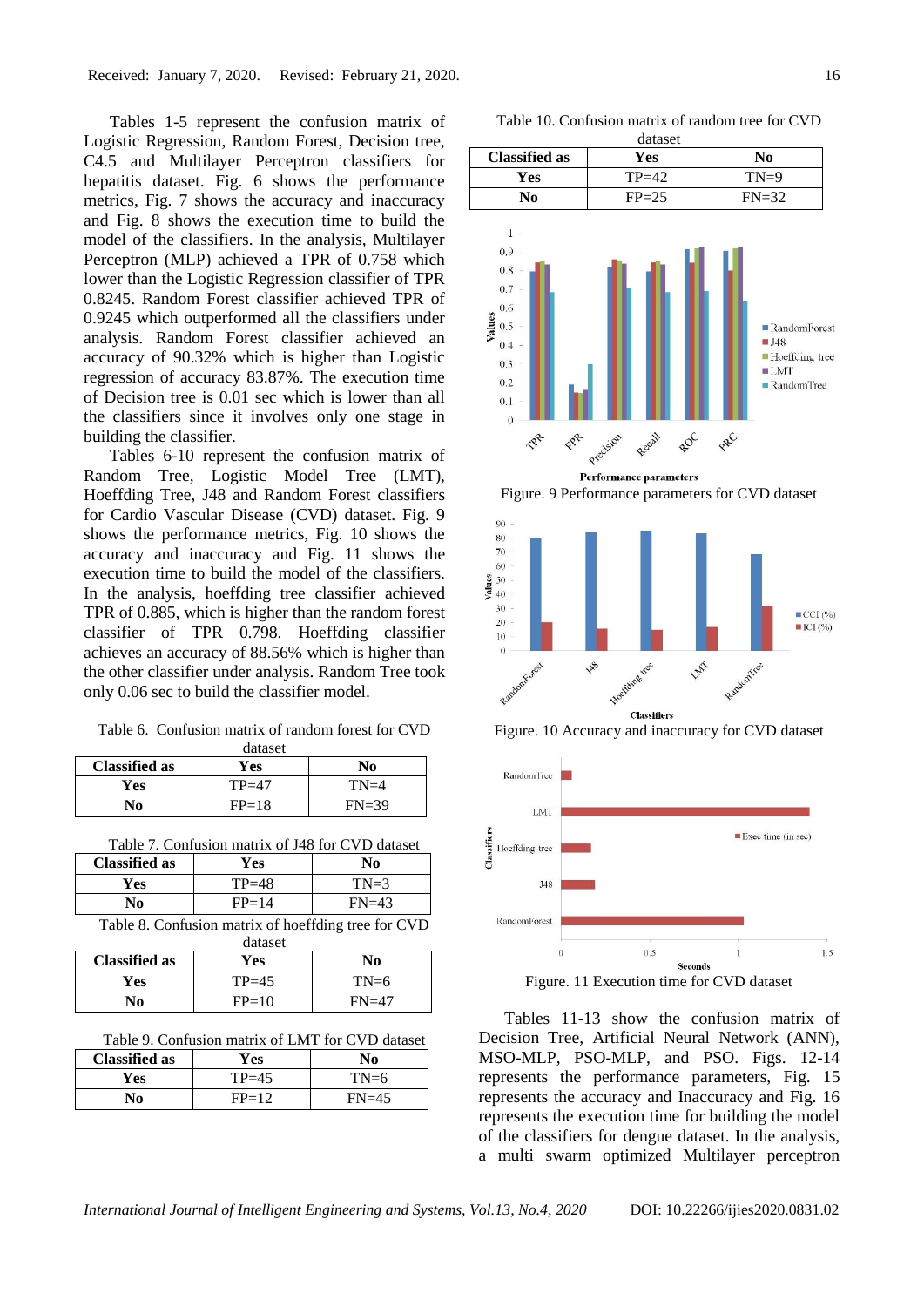Tables 1-5 represent the confusion matrix of Logistic Regression, Random Forest, Decision tree, C4.5 and Multilayer Perceptron classifiers for hepatitis dataset. Fig. 6 shows the performance metrics, Fig. 7 shows the accuracy and inaccuracy and Fig. 8 shows the execution time to build the model of the classifiers. In the analysis, Multilayer Perceptron (MLP) achieved a TPR of 0.758 which lower than the Logistic Regression classifier of TPR 0.8245. Random Forest classifier achieved TPR of 0.9245 which outperformed all the classifiers under analysis. Random Forest classifier achieved an accuracy of 90.32% which is higher than Logistic regression of accuracy 83.87%. The execution time of Decision tree is 0.01 sec which is lower than all the classifiers since it involves only one stage in building the classifier.

Tables 6-10 represent the confusion matrix of Random Tree, Logistic Model Tree (LMT), Hoeffding Tree, J48 and Random Forest classifiers for Cardio Vascular Disease (CVD) dataset. Fig. 9 shows the performance metrics, Fig. 10 shows the accuracy and inaccuracy and Fig. 11 shows the execution time to build the model of the classifiers. In the analysis, hoeffding tree classifier achieved TPR of 0.885, which is higher than the random forest classifier of TPR 0.798. Hoeffding classifier achieves an accuracy of 88.56% which is higher than the other classifier under analysis. Random Tree took only 0.06 sec to build the classifier model.

Table 6. Confusion matrix of random forest for CVD dataset

| Classified as | Yes | No |
|---|---|---|
| Yes | TP=47 | TN=4 |
| No | FP=18 | FN=39 |

Table 7. Confusion matrix of J48 for CVD dataset

| Classified as | Yes | No |
|---|---|---|
| Yes | TP=48 | TN=3 |
| No | FP=14 | FN=43 |

Table 8. Confusion matrix of hoeffding tree for CVD dataset

| Classified as | Yes | No |
|---|---|---|
| Yes | TP=45 | TN=6 |
| No | FP=10 | FN=47 |

Table 9. Confusion matrix of LMT for CVD dataset

| Classified as | Yes | No |
|---|---|---|
| Yes | TP=45 | TN=6 |
| No | FP=12 | FN=45 |

Table 10. Confusion matrix of random tree for CVD dataset

| Classified as | Yes | No |
|---|---|---|
| Yes | TP=42 | TN=9 |
| No | FP=25 | FN=32 |

Figure. 9 Performance parameters for CVD dataset

Figure. 10 Accuracy and inaccuracy for CVD dataset

Figure. 11 Execution time for CVD dataset

Tables 11-13 show the confusion matrix of Decision Tree, Artificial Neural Network (ANN), MSO-MLP, PSO-MLP, and PSO. Figs. 12-14 represents the performance parameters, Fig. 15 represents the accuracy and Inaccuracy and Fig. 16 represents the execution time for building the model of the classifiers for dengue dataset. In the analysis, a multi swarm optimized Multilayer perceptron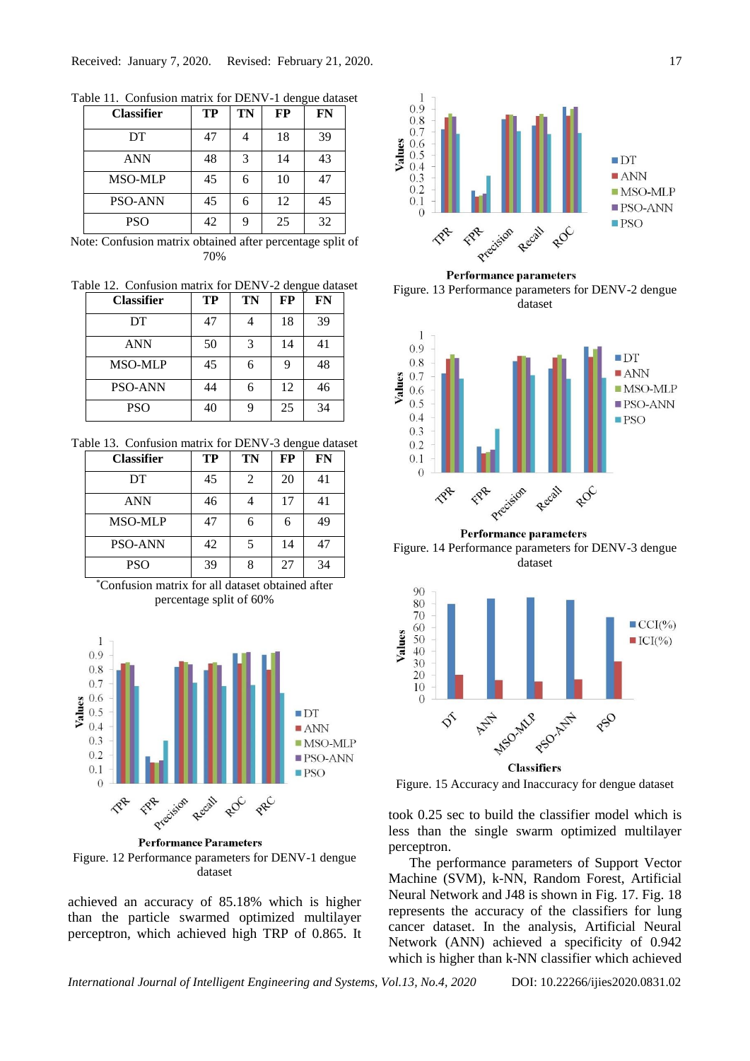Table 11. Confusion matrix for DENV-1 dengue dataset

| Classifier | TP | TN | FP | FN |
|---|---|---|---|---|
| DT | 47 | 4 | 18 | 39 |
| ANN | 48 | 3 | 14 | 43 |
| MSO-MLP | 45 | 6 | 10 | 47 |
| PSO-ANN | 45 | 6 | 12 | 45 |
| PSO | 42 | 9 | 25 | 32 |

Note: Confusion matrix obtained after percentage split of 70%

Table 12. Confusion matrix for DENV-2 dengue dataset

| Classifier | TP | TN | FP | FN |
|---|---|---|---|---|
| DT | 47 | 4 | 18 | 39 |
| ANN | 50 | 3 | 14 | 41 |
| MSO-MLP | 45 | 6 | 9 | 48 |
| PSO-ANN | 44 | 6 | 12 | 46 |
| PSO | 40 | 9 | 25 | 34 |

Table 13. Confusion matrix for DENV-3 dengue dataset

| Classifier | TP | TN | FP | FN |
|---|---|---|---|---|
| DT | 45 | 2 | 20 | 41 |
| ANN | 46 | 4 | 17 | 41 |
| MSO-MLP | 47 | 6 | 6 | 49 |
| PSO-ANN | 42 | 5 | 14 | 47 |
| PSO | 39 | 8 | 27 | 34 |

*Confusion matrix for all dataset obtained after percentage split of 60%

Figure. 12 Performance parameters for DENV-1 dengue dataset

achieved an accuracy of 85.18% which is higher than the particle swarmed optimized multilayer perceptron, which achieved high TRP of 0.865. It

Figure. 13 Performance parameters for DENV-2 dengue dataset

Figure. 14 Performance parameters for DENV-3 dengue dataset

Figure. 15 Accuracy and Inaccuracy for dengue dataset

took 0.25 sec to build the classifier model which is less than the single swarm optimized multilayer perceptron.

The performance parameters of Support Vector Machine (SVM), k-NN, Random Forest, Artificial Neural Network and J48 is shown in Fig. 17. Fig. 18 represents the accuracy of the classifiers for lung cancer dataset. In the analysis, Artificial Neural Network (ANN) achieved a specificity of 0.942 which is higher than k-NN classifier which achieved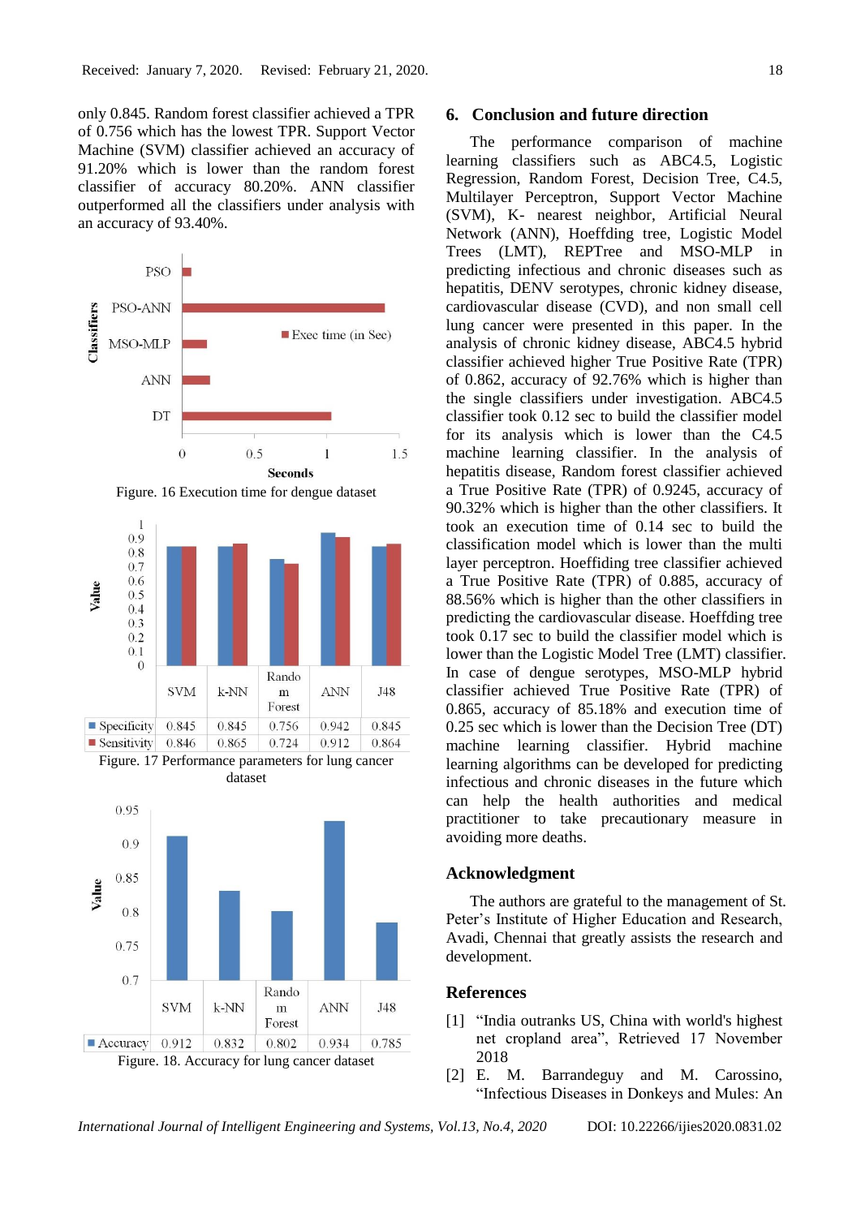only 0.845. Random forest classifier achieved a TPR of 0.756 which has the lowest TPR. Support Vector Machine (SVM) classifier achieved an accuracy of 91.20% which is lower than the random forest classifier of accuracy 80.20%. ANN classifier outperformed all the classifiers under analysis with an accuracy of 93.40%.

Figure. 16 Execution time for dengue dataset

| | SVM | k-NN | Random Forest | ANN | J48 |
|---|---|---|---|---|---|
| Specificity | 0.845 | 0.845 | 0.756 | 0.942 | 0.845 |
| Sensitivity | 0.846 | 0.865 | 0.724 | 0.912 | 0.864 |

Figure. 17 Performance parameters for lung cancer dataset

| | SVM | k-NN | Random Forest | ANN | J48 |
|---|---|---|---|---|---|
| Accuracy | 0.912 | 0.832 | 0.802 | 0.934 | 0.785 |

Figure. 18. Accuracy for lung cancer dataset

## 6. Conclusion and future direction

The performance comparison of machine learning classifiers such as ABC4.5, Logistic Regression, Random Forest, Decision Tree, C4.5, Multilayer Perceptron, Support Vector Machine (SVM), K- nearest neighbor, Artificial Neural Network (ANN), Hoeffding tree, Logistic Model Trees (LMT), REPTree and MSO-MLP in predicting infectious and chronic diseases such as hepatitis, DENV serotypes, chronic kidney disease, cardiovascular disease (CVD), and non small cell lung cancer were presented in this paper. In the analysis of chronic kidney disease, ABC4.5 hybrid classifier achieved higher True Positive Rate (TPR) of 0.862, accuracy of 92.76% which is higher than the single classifiers under investigation. ABC4.5 classifier took 0.12 sec to build the classifier model for its analysis which is lower than the C4.5 machine learning classifier. In the analysis of hepatitis disease, Random forest classifier achieved a True Positive Rate (TPR) of 0.9245, accuracy of 90.32% which is higher than the other classifiers. It took an execution time of 0.14 sec to build the classification model which is lower than the multi layer perceptron. Hoeffding tree classifier achieved a True Positive Rate (TPR) of 0.885, accuracy of 88.56% which is higher than the other classifiers in predicting the cardiovascular disease. Hoeffding tree took 0.17 sec to build the classifier model which is lower than the Logistic Model Tree (LMT) classifier. In case of dengue serotypes, MSO-MLP hybrid classifier achieved True Positive Rate (TPR) of 0.865, accuracy of 85.18% and execution time of 0.25 sec which is lower than the Decision Tree (DT) machine learning classifier. Hybrid machine learning algorithms can be developed for predicting infectious and chronic diseases in the future which can help the health authorities and medical practitioner to take precautionary measure in avoiding more deaths.

## Acknowledgment

The authors are grateful to the management of St. Peter's Institute of Higher Education and Research, Avadi, Chennai that greatly assists the research and development.

## References

[1] "India outranks US, China with world's highest net cropland area", Retrieved 17 November 2018

[2] E. M. Barrandeguy and M. Carossino, "Infectious Diseases in Donkeys and Mules: An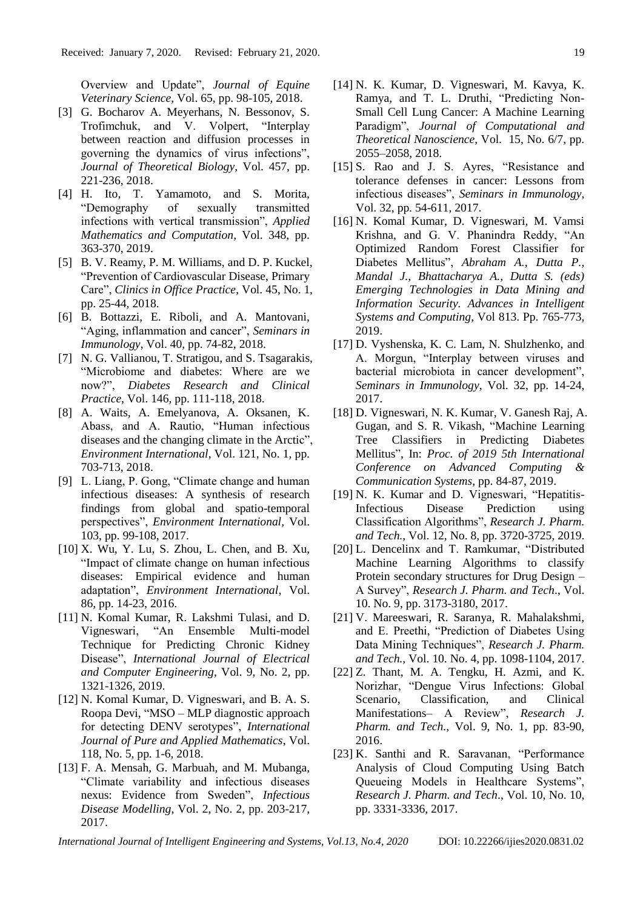Overview and Update", *Journal of Equine Veterinary Science*, Vol. 65, pp. 98-105, 2018.

[3] G. Bocharov A. Meyerhans, N. Bessonov, S. Trofimchuk, and V. Volpert, "Interplay between reaction and diffusion processes in governing the dynamics of virus infections", *Journal of Theoretical Biology*, Vol. 457, pp. 221-236, 2018.

[4] H. Ito, T. Yamamoto, and S. Morita, "Demography of sexually transmitted infections with vertical transmission", *Applied Mathematics and Computation*, Vol. 348, pp. 363-370, 2019.

[5] B. V. Reamy, P. M. Williams, and D. P. Kuckel, "Prevention of Cardiovascular Disease, Primary Care", *Clinics in Office Practice*, Vol. 45, No. 1, pp. 25-44, 2018.

[6] B. Bottazzi, E. Riboli, and A. Mantovani, "Aging, inflammation and cancer", *Seminars in Immunology*, Vol. 40, pp. 74-82, 2018.

[7] N. G. Vallianou, T. Stratigou, and S. Tsagarakis, "Microbiome and diabetes: Where are we now?", *Diabetes Research and Clinical Practice*, Vol. 146, pp. 111-118, 2018.

[8] A. Waits, A. Emelyanova, A. Oksanen, K. Abass, and A. Rautio, "Human infectious diseases and the changing climate in the Arctic", *Environment International*, Vol. 121, No. 1, pp. 703-713, 2018.

[9] L. Liang, P. Gong, "Climate change and human infectious diseases: A synthesis of research findings from global and spatio-temporal perspectives", *Environment International*, Vol. 103, pp. 99-108, 2017.

[10] X. Wu, Y. Lu, S. Zhou, L. Chen, and B. Xu, "Impact of climate change on human infectious diseases: Empirical evidence and human adaptation", *Environment International*, Vol. 86, pp. 14-23, 2016.

[11] N. Komal Kumar, R. Lakshmi Tulasi, and D. Vigneswari, "An Ensemble Multi-model Technique for Predicting Chronic Kidney Disease", *International Journal of Electrical and Computer Engineering*, Vol. 9, No. 2, pp. 1321-1326, 2019.

[12] N. Komal Kumar, D. Vigneswari, and B. A. S. Roopa Devi, "MSO – MLP diagnostic approach for detecting DENV serotypes", *International Journal of Pure and Applied Mathematics*, Vol. 118, No. 5, pp. 1-6, 2018.

[13] F. A. Mensah, G. Marbuah, and M. Mubanga, "Climate variability and infectious diseases nexus: Evidence from Sweden", *Infectious Disease Modelling*, Vol. 2, No. 2, pp. 203-217, 2017.

[14] N. K. Kumar, D. Vigneswari, M. Kavya, K. Ramya, and T. L. Druthi, "Predicting Non-Small Cell Lung Cancer: A Machine Learning Paradigm", *Journal of Computational and Theoretical Nanoscience*, Vol. 15, No. 6/7, pp. 2055–2058, 2018.

[15] S. Rao and J. S. Ayres, "Resistance and tolerance defenses in cancer: Lessons from infectious diseases", *Seminars in Immunology*, Vol. 32, pp. 54-611, 2017.

[16] N. Komal Kumar, D. Vigneswari, M. Vamsi Krishna, and G. V. Phanindra Reddy, "An Optimized Random Forest Classifier for Diabetes Mellitus", *Abraham A., Dutta P., Mandal J., Bhattacharya A., Dutta S. (eds) Emerging Technologies in Data Mining and Information Security. Advances in Intelligent Systems and Computing*, Vol 813. Pp. 765-773, 2019.

[17] D. Vyshenska, K. C. Lam, N. Shulzhenko, and A. Morgun, "Interplay between viruses and bacterial microbiota in cancer development", *Seminars in Immunology*, Vol. 32, pp. 14-24, 2017.

[18] D. Vigneswari, N. K. Kumar, V. Ganesh Raj, A. Gugan, and S. R. Vikash, "Machine Learning Tree Classifiers in Predicting Diabetes Mellitus", In: *Proc. of 2019 5th International Conference on Advanced Computing & Communication Systems*, pp. 84-87, 2019.

[19] N. K. Kumar and D. Vigneswari, "Hepatitis-Infectious Disease Prediction using Classification Algorithms", *Research J. Pharm. and Tech.*, Vol. 12, No. 8, pp. 3720-3725, 2019.

[20] L. Dencelinx and T. Ramkumar, "Distributed Machine Learning Algorithms to classify Protein secondary structures for Drug Design – A Survey", *Research J. Pharm. and Tech*., Vol. 10. No. 9, pp. 3173-3180, 2017.

[21] V. Mareeswari, R. Saranya, R. Mahalakshmi, and E. Preethi, "Prediction of Diabetes Using Data Mining Techniques", *Research J. Pharm. and Tech.*, Vol. 10. No. 4, pp. 1098-1104, 2017.

[22] Z. Thant, M. A. Tengku, H. Azmi, and K. Norizhar, "Dengue Virus Infections: Global Scenario, Classification, and Clinical Manifestations– A Review", *Research J. Pharm. and Tech.*, Vol. 9, No. 1, pp. 83-90, 2016.

[23] K. Santhi and R. Saravanan, "Performance Analysis of Cloud Computing Using Batch Queueing Models in Healthcare Systems", *Research J. Pharm. and Tech*., Vol. 10, No. 10, pp. 3331-3336, 2017.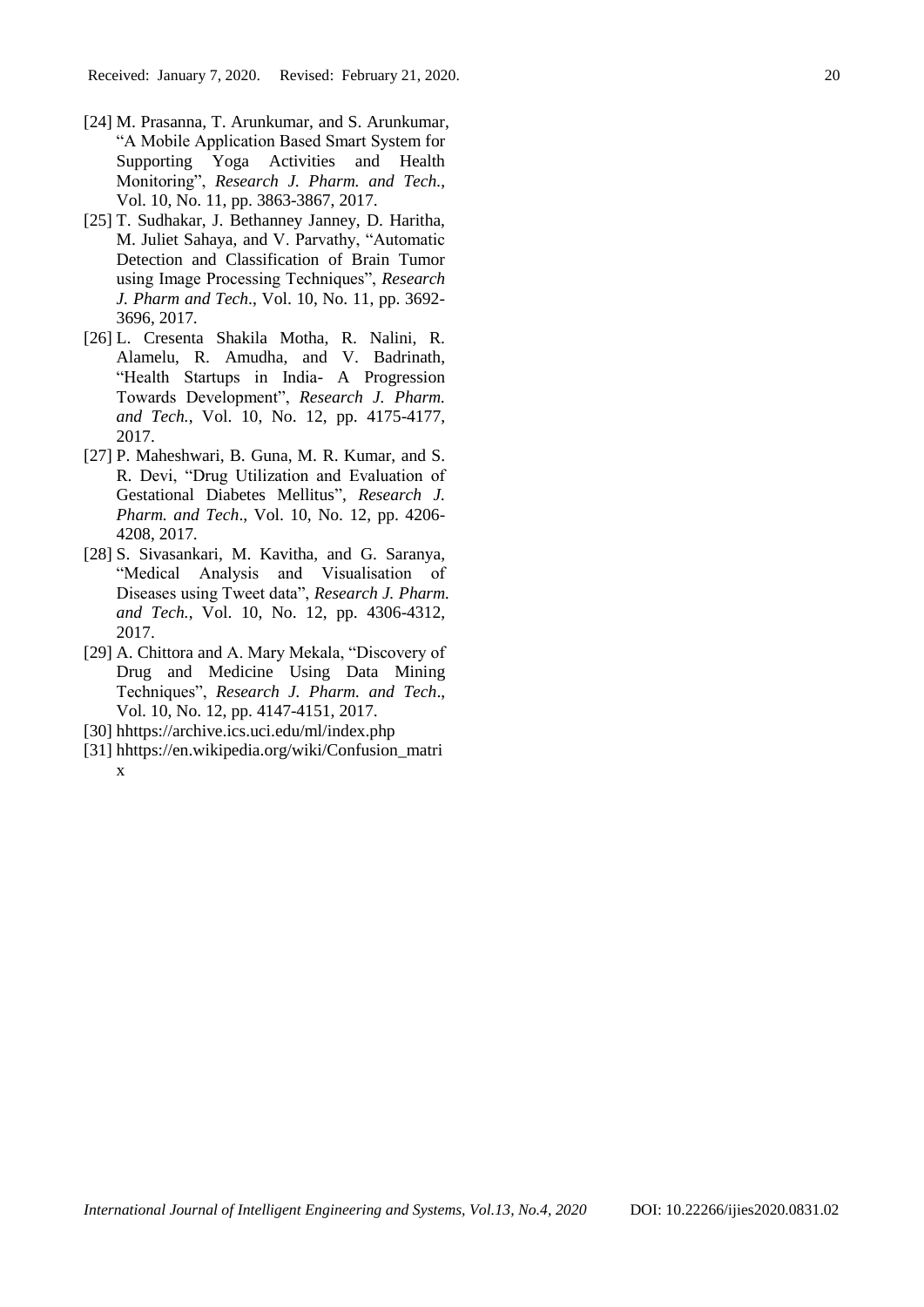[24] M. Prasanna, T. Arunkumar, and S. Arunkumar, "A Mobile Application Based Smart System for Supporting Yoga Activities and Health Monitoring", *Research J. Pharm. and Tech.*, Vol. 10, No. 11, pp. 3863-3867, 2017.

[25] T. Sudhakar, J. Bethanney Janney, D. Haritha, M. Juliet Sahaya, and V. Parvathy, "Automatic Detection and Classification of Brain Tumor using Image Processing Techniques", *Research J. Pharm and Tech*., Vol. 10, No. 11, pp. 3692-3696, 2017.

[26] L. Cresenta Shakila Motha, R. Nalini, R. Alamelu, R. Amudha, and V. Badrinath, "Health Startups in India- A Progression Towards Development", *Research J. Pharm. and Tech.*, Vol. 10, No. 12, pp. 4175-4177, 2017.

[27] P. Maheshwari, B. Guna, M. R. Kumar, and S. R. Devi, "Drug Utilization and Evaluation of Gestational Diabetes Mellitus", *Research J. Pharm. and Tech*., Vol. 10, No. 12, pp. 4206-4208, 2017.

[28] S. Sivasankari, M. Kavitha, and G. Saranya, "Medical Analysis and Visualisation of Diseases using Tweet data", *Research J. Pharm. and Tech.*, Vol. 10, No. 12, pp. 4306-4312, 2017.

[29] A. Chittora and A. Mary Mekala, "Discovery of Drug and Medicine Using Data Mining Techniques", *Research J. Pharm. and Tech*., Vol. 10, No. 12, pp. 4147-4151, 2017.

[30] hhttps://archive.ics.uci.edu/ml/index.php

[31] hhttps://en.wikipedia.org/wiki/Confusion_matrix